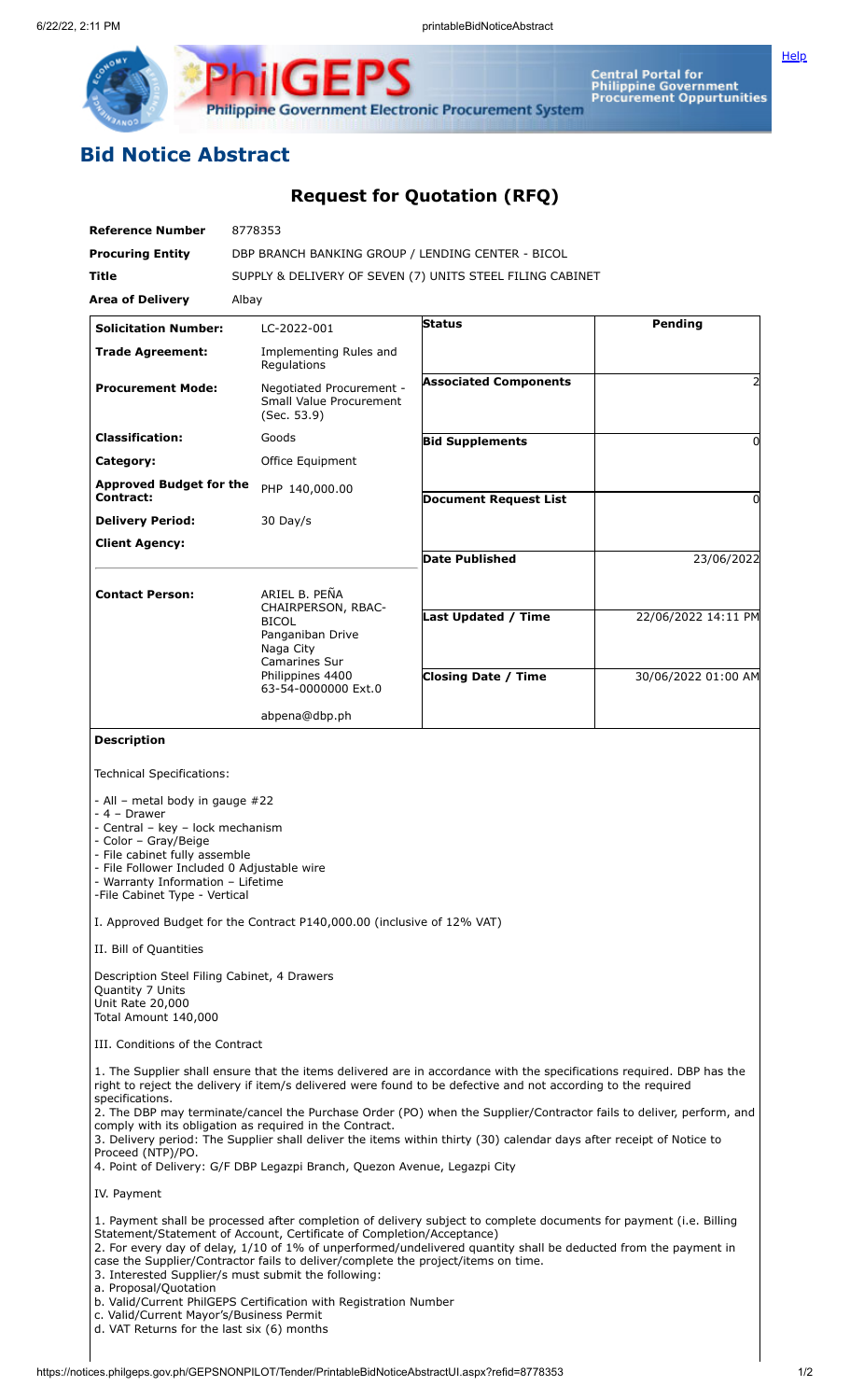# Bid Notice Abstract

## Request for Quotation (RFQ)

| | |
|---|---|
| **Reference Number** | 8778353 |
| **Procuring Entity** | DBP BRANCH BANKING GROUP / LENDING CENTER - BICOL |
| **Title** | SUPPLY & DELIVERY OF SEVEN (7) UNITS STEEL FILING CABINET |
| **Area of Delivery** | Albay |

| | | | |
|---|---|---|---|
| **Solicitation Number:** | LC-2022-001 | **Status** | **Pending** |
| **Trade Agreement:** | Implementing Rules and Regulations | | |
| **Procurement Mode:** | Negotiated Procurement - Small Value Procurement (Sec. 53.9) | **Associated Components** | 2 |
| **Classification:** | Goods | **Bid Supplements** | 0 |
| **Category:** | Office Equipment | | |
| **Approved Budget for the Contract:** | PHP 140,000.00 | **Document Request List** | 0 |
| **Delivery Period:** | 30 Day/s | | |
| **Client Agency:** | | **Date Published** | 23/06/2022 |
| **Contact Person:** | ARIEL B. PEÑA CHAIRPERSON, RBAC-BICOL Panganiban Drive Naga City Camarines Sur Philippines 4400 63-54-0000000 Ext.0 abpena@dbp.ph | **Last Updated / Time** | 22/06/2022 14:11 PM |
| | | **Closing Date / Time** | 30/06/2022 01:00 AM |

**Description**

Technical Specifications:

- All – metal body in gauge #22
- 4 – Drawer
- Central – key – lock mechanism
- Color – Gray/Beige
- File cabinet fully assemble
- File Follower Included 0 Adjustable wire
- Warranty Information – Lifetime
-File Cabinet Type - Vertical

I. Approved Budget for the Contract P140,000.00 (inclusive of 12% VAT)

II. Bill of Quantities

Description Steel Filing Cabinet, 4 Drawers
Quantity 7 Units
Unit Rate 20,000
Total Amount 140,000

III. Conditions of the Contract

1. The Supplier shall ensure that the items delivered are in accordance with the specifications required. DBP has the right to reject the delivery if item/s delivered were found to be defective and not according to the required specifications.
2. The DBP may terminate/cancel the Purchase Order (PO) when the Supplier/Contractor fails to deliver, perform, and comply with its obligation as required in the Contract.
3. Delivery period: The Supplier shall deliver the items within thirty (30) calendar days after receipt of Notice to Proceed (NTP)/PO.
4. Point of Delivery: G/F DBP Legazpi Branch, Quezon Avenue, Legazpi City

IV. Payment

1. Payment shall be processed after completion of delivery subject to complete documents for payment (i.e. Billing Statement/Statement of Account, Certificate of Completion/Acceptance)
2. For every day of delay, 1/10 of 1% of unperformed/undelivered quantity shall be deducted from the payment in case the Supplier/Contractor fails to deliver/complete the project/items on time.
3. Interested Supplier/s must submit the following:
a. Proposal/Quotation
b. Valid/Current PhilGEPS Certification with Registration Number
c. Valid/Current Mayor's/Business Permit
d. VAT Returns for the last six (6) months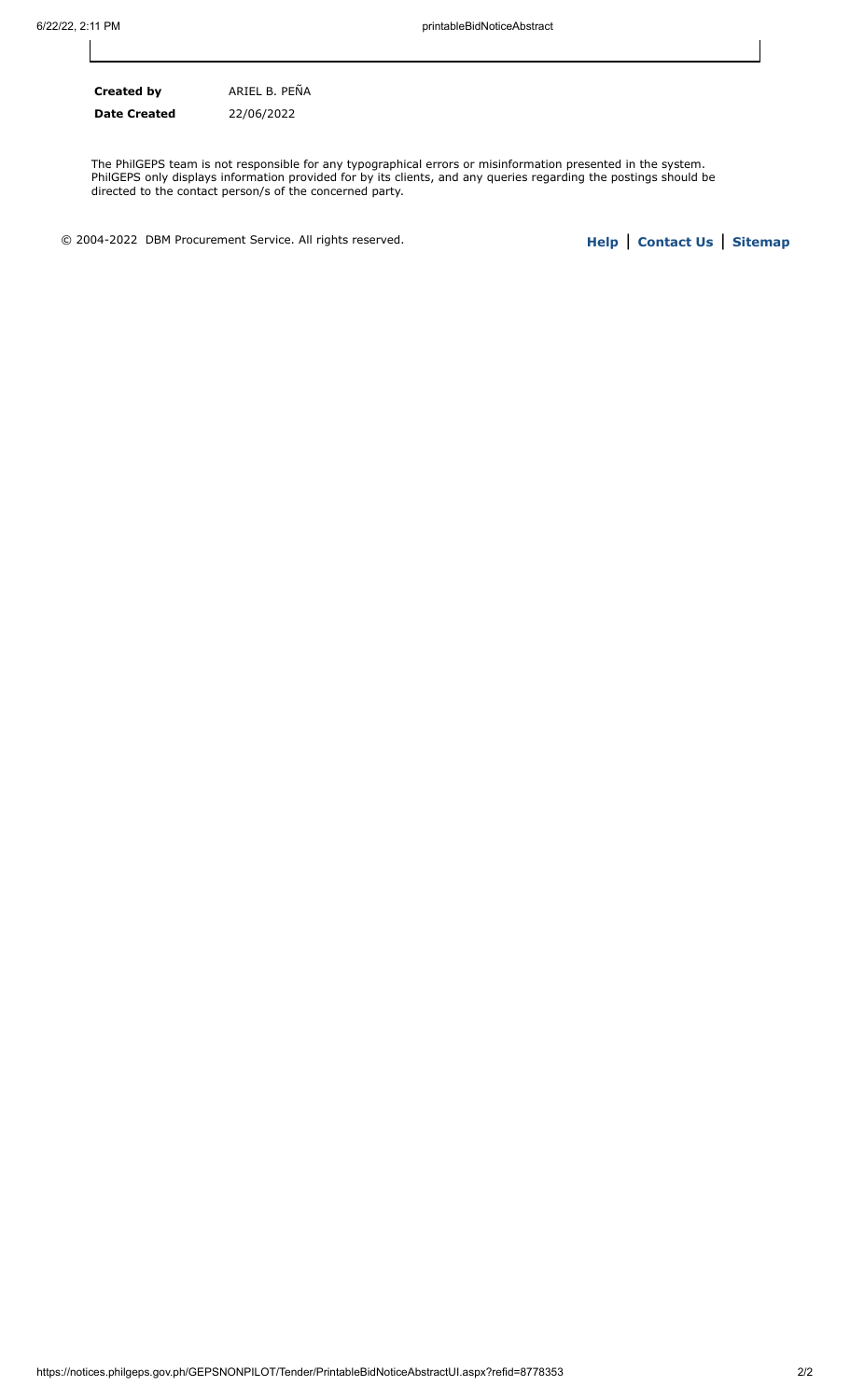| | |
|---|---|
| **Created by** | ARIEL B. PEÑA |
| **Date Created** | 22/06/2022 |

The PhilGEPS team is not responsible for any typographical errors or misinformation presented in the system. PhilGEPS only displays information provided for by its clients, and any queries regarding the postings should be directed to the contact person/s of the concerned party.

© 2004-2022 DBM Procurement Service. All rights reserved.

**Help** | **Contact Us** | **Sitemap**